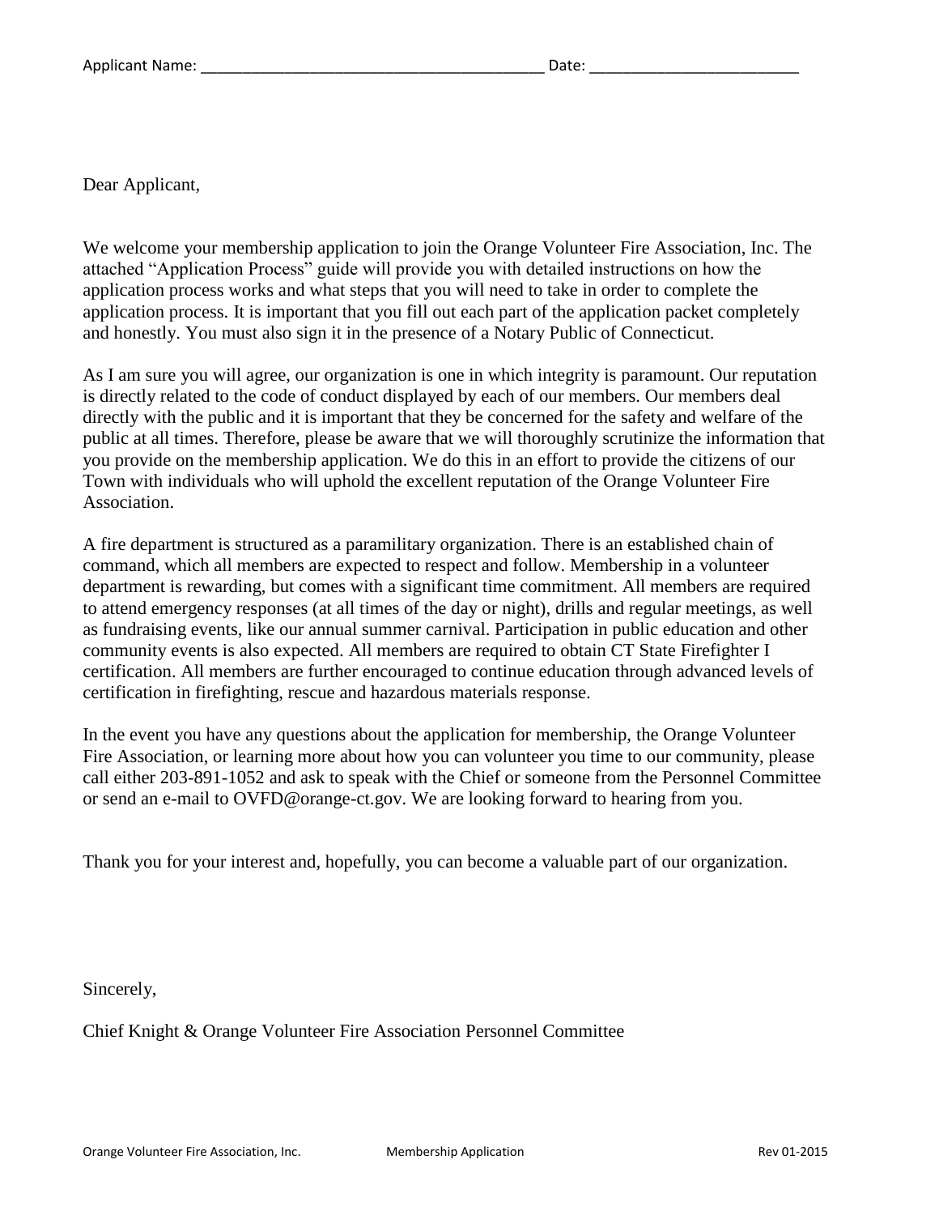Applicant Name: ________________________________________ Date: ________________________

Dear Applicant,

We welcome your membership application to join the Orange Volunteer Fire Association, Inc. The attached "Application Process" guide will provide you with detailed instructions on how the application process works and what steps that you will need to take in order to complete the application process. It is important that you fill out each part of the application packet completely and honestly. You must also sign it in the presence of a Notary Public of Connecticut.

As I am sure you will agree, our organization is one in which integrity is paramount. Our reputation is directly related to the code of conduct displayed by each of our members. Our members deal directly with the public and it is important that they be concerned for the safety and welfare of the public at all times. Therefore, please be aware that we will thoroughly scrutinize the information that you provide on the membership application. We do this in an effort to provide the citizens of our Town with individuals who will uphold the excellent reputation of the Orange Volunteer Fire Association.

A fire department is structured as a paramilitary organization. There is an established chain of command, which all members are expected to respect and follow. Membership in a volunteer department is rewarding, but comes with a significant time commitment. All members are required to attend emergency responses (at all times of the day or night), drills and regular meetings, as well as fundraising events, like our annual summer carnival. Participation in public education and other community events is also expected. All members are required to obtain CT State Firefighter I certification. All members are further encouraged to continue education through advanced levels of certification in firefighting, rescue and hazardous materials response.

In the event you have any questions about the application for membership, the Orange Volunteer Fire Association, or learning more about how you can volunteer you time to our community, please call either 203-891-1052 and ask to speak with the Chief or someone from the Personnel Committee or send an e-mail to OVFD@orange-ct.gov. We are looking forward to hearing from you.

Thank you for your interest and, hopefully, you can become a valuable part of our organization.

Sincerely,

Chief Knight & Orange Volunteer Fire Association Personnel Committee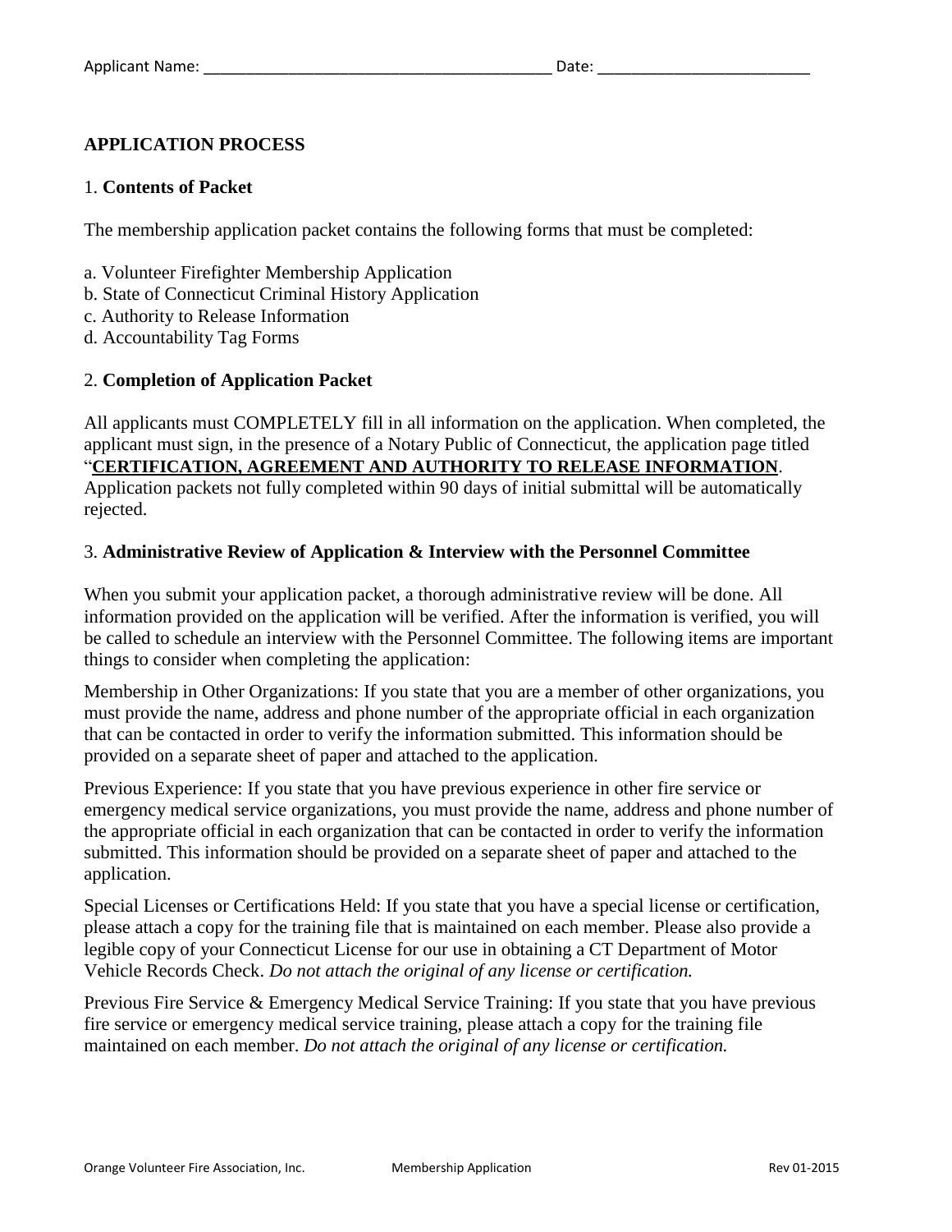Applicant Name: ________________________________________ Date: ________________________

## APPLICATION PROCESS

1. **Contents of Packet**

The membership application packet contains the following forms that must be completed:

a. Volunteer Firefighter Membership Application
b. State of Connecticut Criminal History Application
c. Authority to Release Information
d. Accountability Tag Forms

2. **Completion of Application Packet**

All applicants must COMPLETELY fill in all information on the application. When completed, the applicant must sign, in the presence of a Notary Public of Connecticut, the application page titled "**CERTIFICATION, AGREEMENT AND AUTHORITY TO RELEASE INFORMATION**. Application packets not fully completed within 90 days of initial submittal will be automatically rejected.

3. **Administrative Review of Application & Interview with the Personnel Committee**

When you submit your application packet, a thorough administrative review will be done. All information provided on the application will be verified. After the information is verified, you will be called to schedule an interview with the Personnel Committee. The following items are important things to consider when completing the application:

Membership in Other Organizations: If you state that you are a member of other organizations, you must provide the name, address and phone number of the appropriate official in each organization that can be contacted in order to verify the information submitted. This information should be provided on a separate sheet of paper and attached to the application.

Previous Experience: If you state that you have previous experience in other fire service or emergency medical service organizations, you must provide the name, address and phone number of the appropriate official in each organization that can be contacted in order to verify the information submitted. This information should be provided on a separate sheet of paper and attached to the application.

Special Licenses or Certifications Held: If you state that you have a special license or certification, please attach a copy for the training file that is maintained on each member. Please also provide a legible copy of your Connecticut License for our use in obtaining a CT Department of Motor Vehicle Records Check. *Do not attach the original of any license or certification.*

Previous Fire Service & Emergency Medical Service Training: If you state that you have previous fire service or emergency medical service training, please attach a copy for the training file maintained on each member. *Do not attach the original of any license or certification.*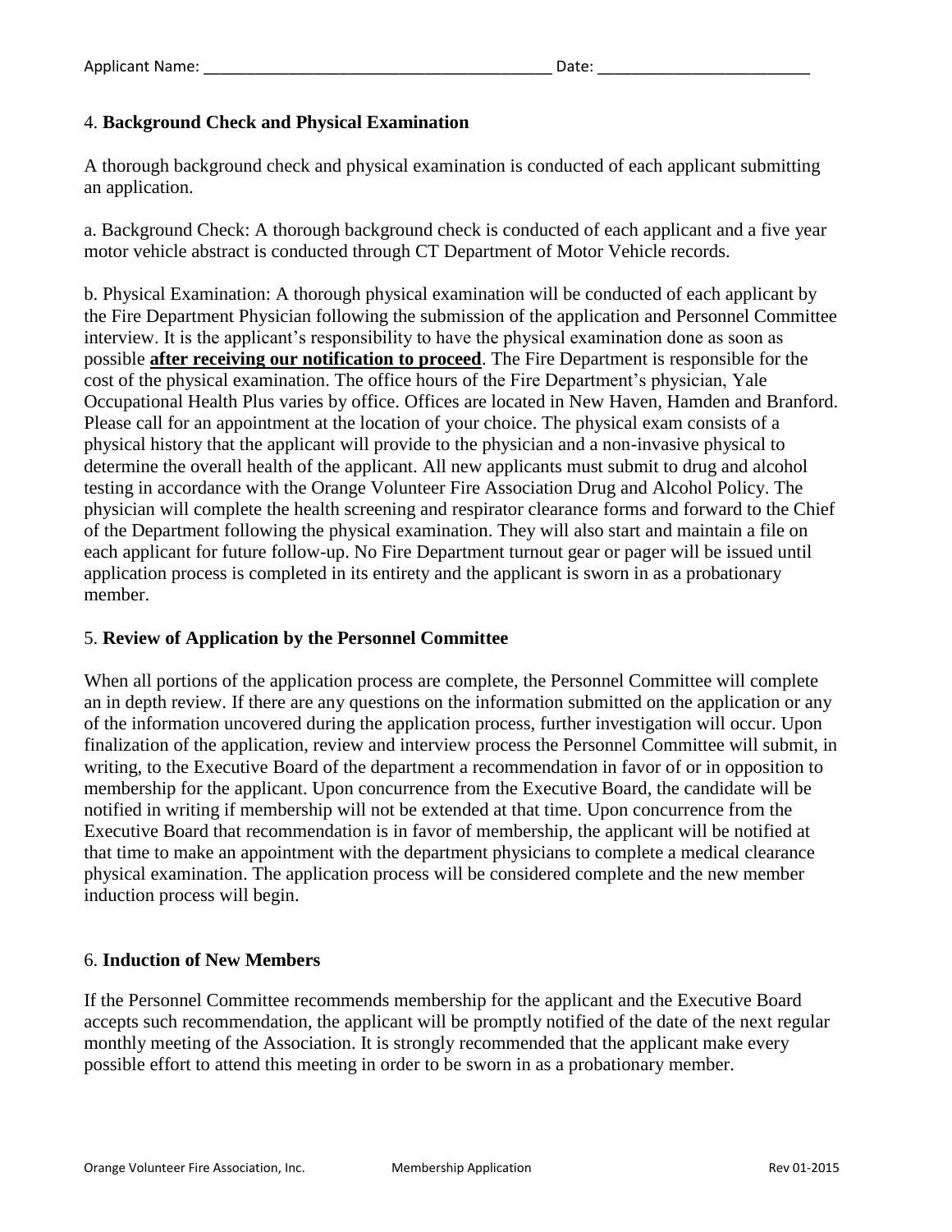Applicant Name: ________________________________________ Date: ________________________

## 4. **Background Check and Physical Examination**

A thorough background check and physical examination is conducted of each applicant submitting an application.

a. Background Check: A thorough background check is conducted of each applicant and a five year motor vehicle abstract is conducted through CT Department of Motor Vehicle records.

b. Physical Examination: A thorough physical examination will be conducted of each applicant by the Fire Department Physician following the submission of the application and Personnel Committee interview. It is the applicant's responsibility to have the physical examination done as soon as possible **after receiving our notification to proceed**. The Fire Department is responsible for the cost of the physical examination. The office hours of the Fire Department's physician, Yale Occupational Health Plus varies by office. Offices are located in New Haven, Hamden and Branford. Please call for an appointment at the location of your choice. The physical exam consists of a physical history that the applicant will provide to the physician and a non-invasive physical to determine the overall health of the applicant. All new applicants must submit to drug and alcohol testing in accordance with the Orange Volunteer Fire Association Drug and Alcohol Policy. The physician will complete the health screening and respirator clearance forms and forward to the Chief of the Department following the physical examination. They will also start and maintain a file on each applicant for future follow-up. No Fire Department turnout gear or pager will be issued until application process is completed in its entirety and the applicant is sworn in as a probationary member.

## 5. **Review of Application by the Personnel Committee**

When all portions of the application process are complete, the Personnel Committee will complete an in depth review. If there are any questions on the information submitted on the application or any of the information uncovered during the application process, further investigation will occur. Upon finalization of the application, review and interview process the Personnel Committee will submit, in writing, to the Executive Board of the department a recommendation in favor of or in opposition to membership for the applicant. Upon concurrence from the Executive Board, the candidate will be notified in writing if membership will not be extended at that time. Upon concurrence from the Executive Board that recommendation is in favor of membership, the applicant will be notified at that time to make an appointment with the department physicians to complete a medical clearance physical examination. The application process will be considered complete and the new member induction process will begin.

## 6. **Induction of New Members**

If the Personnel Committee recommends membership for the applicant and the Executive Board accepts such recommendation, the applicant will be promptly notified of the date of the next regular monthly meeting of the Association. It is strongly recommended that the applicant make every possible effort to attend this meeting in order to be sworn in as a probationary member.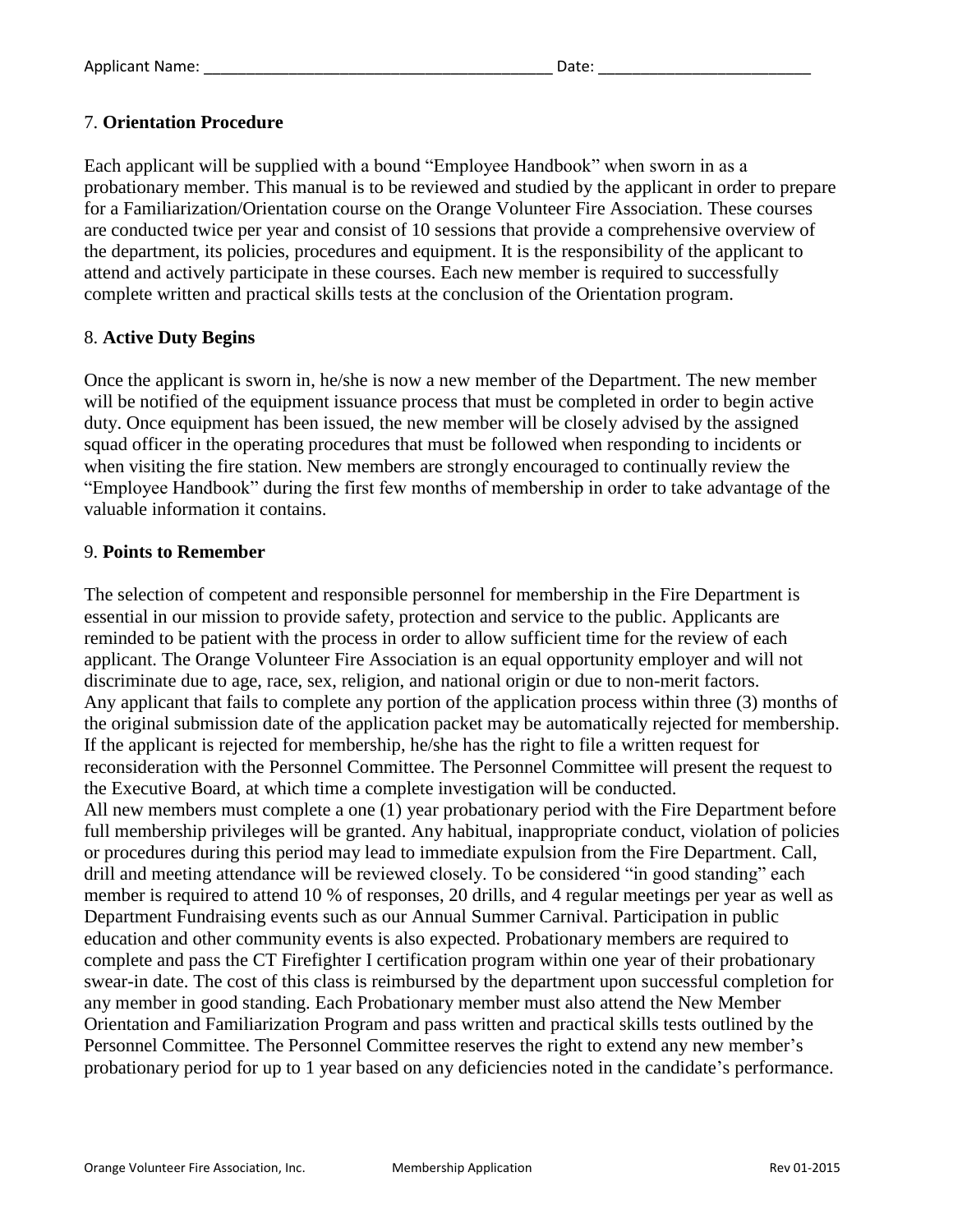Applicant Name: ________________________________________ Date: ________________________

## 7. **Orientation Procedure**

Each applicant will be supplied with a bound "Employee Handbook" when sworn in as a probationary member. This manual is to be reviewed and studied by the applicant in order to prepare for a Familiarization/Orientation course on the Orange Volunteer Fire Association. These courses are conducted twice per year and consist of 10 sessions that provide a comprehensive overview of the department, its policies, procedures and equipment. It is the responsibility of the applicant to attend and actively participate in these courses. Each new member is required to successfully complete written and practical skills tests at the conclusion of the Orientation program.

## 8. **Active Duty Begins**

Once the applicant is sworn in, he/she is now a new member of the Department. The new member will be notified of the equipment issuance process that must be completed in order to begin active duty. Once equipment has been issued, the new member will be closely advised by the assigned squad officer in the operating procedures that must be followed when responding to incidents or when visiting the fire station. New members are strongly encouraged to continually review the "Employee Handbook" during the first few months of membership in order to take advantage of the valuable information it contains.

## 9. **Points to Remember**

The selection of competent and responsible personnel for membership in the Fire Department is essential in our mission to provide safety, protection and service to the public. Applicants are reminded to be patient with the process in order to allow sufficient time for the review of each applicant. The Orange Volunteer Fire Association is an equal opportunity employer and will not discriminate due to age, race, sex, religion, and national origin or due to non-merit factors.
Any applicant that fails to complete any portion of the application process within three (3) months of the original submission date of the application packet may be automatically rejected for membership. If the applicant is rejected for membership, he/she has the right to file a written request for reconsideration with the Personnel Committee. The Personnel Committee will present the request to the Executive Board, at which time a complete investigation will be conducted.
All new members must complete a one (1) year probationary period with the Fire Department before full membership privileges will be granted. Any habitual, inappropriate conduct, violation of policies or procedures during this period may lead to immediate expulsion from the Fire Department. Call, drill and meeting attendance will be reviewed closely. To be considered "in good standing" each member is required to attend 10 % of responses, 20 drills, and 4 regular meetings per year as well as Department Fundraising events such as our Annual Summer Carnival. Participation in public education and other community events is also expected. Probationary members are required to complete and pass the CT Firefighter I certification program within one year of their probationary swear-in date. The cost of this class is reimbursed by the department upon successful completion for any member in good standing. Each Probationary member must also attend the New Member Orientation and Familiarization Program and pass written and practical skills tests outlined by the Personnel Committee. The Personnel Committee reserves the right to extend any new member's probationary period for up to 1 year based on any deficiencies noted in the candidate's performance.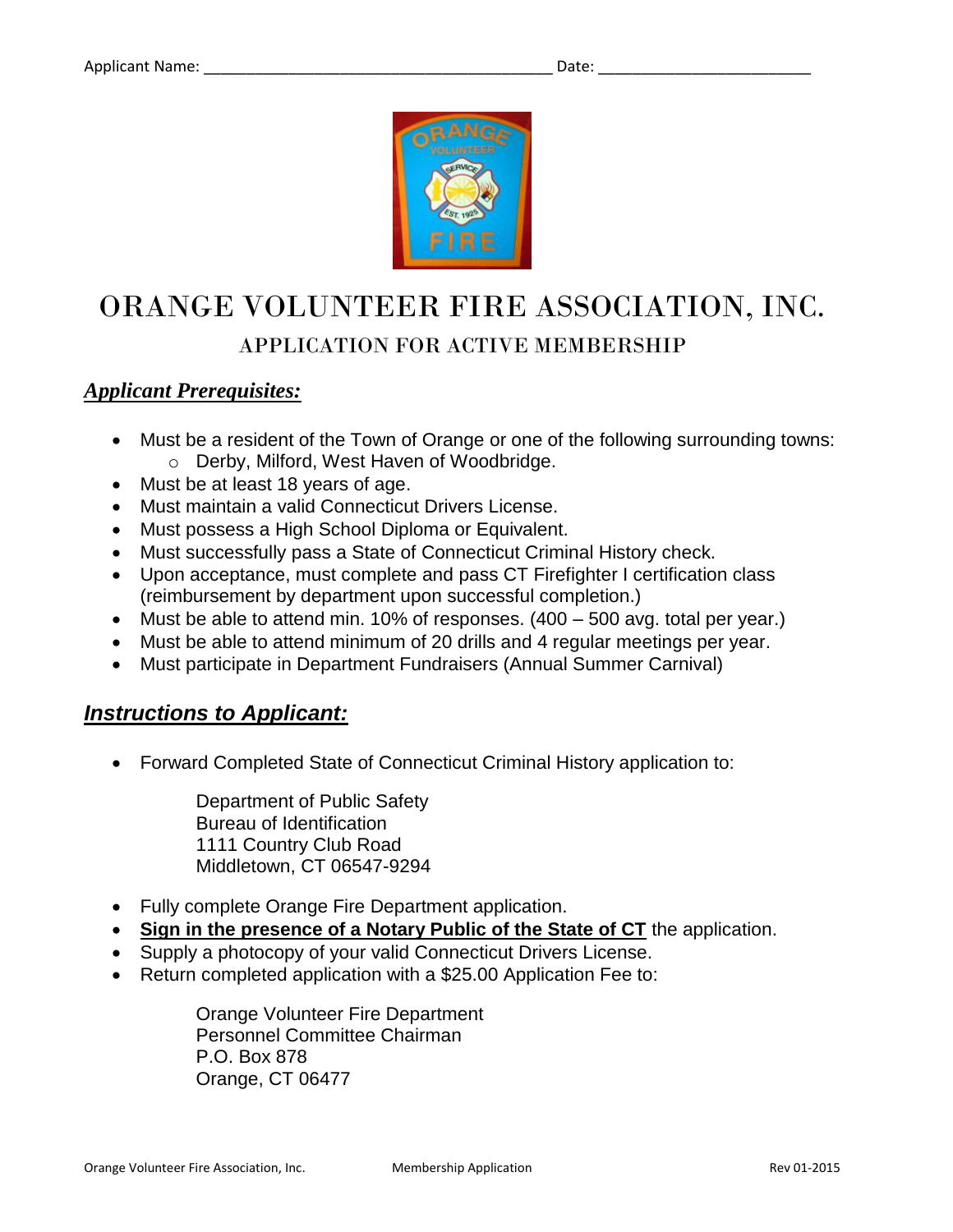Applicant Name: ________________________________________ Date: ________________________

# ORANGE VOLUNTEER FIRE ASSOCIATION, INC.

## APPLICATION FOR ACTIVE MEMBERSHIP

### ***Applicant Prerequisites:***

- Must be a resident of the Town of Orange or one of the following surrounding towns:
  - Derby, Milford, West Haven of Woodbridge.
- Must be at least 18 years of age.
- Must maintain a valid Connecticut Drivers License.
- Must possess a High School Diploma or Equivalent.
- Must successfully pass a State of Connecticut Criminal History check.
- Upon acceptance, must complete and pass CT Firefighter I certification class (reimbursement by department upon successful completion.)
- Must be able to attend min. 10% of responses. (400 – 500 avg. total per year.)
- Must be able to attend minimum of 20 drills and 4 regular meetings per year.
- Must participate in Department Fundraisers (Annual Summer Carnival)

### ***Instructions to Applicant:***

- Forward Completed State of Connecticut Criminal History application to:

  Department of Public Safety
  Bureau of Identification
  1111 Country Club Road
  Middletown, CT 06547-9294

- Fully complete Orange Fire Department application.
- **Sign in the presence of a Notary Public of the State of CT** the application.
- Supply a photocopy of your valid Connecticut Drivers License.
- Return completed application with a $25.00 Application Fee to:

  Orange Volunteer Fire Department
  Personnel Committee Chairman
  P.O. Box 878
  Orange, CT 06477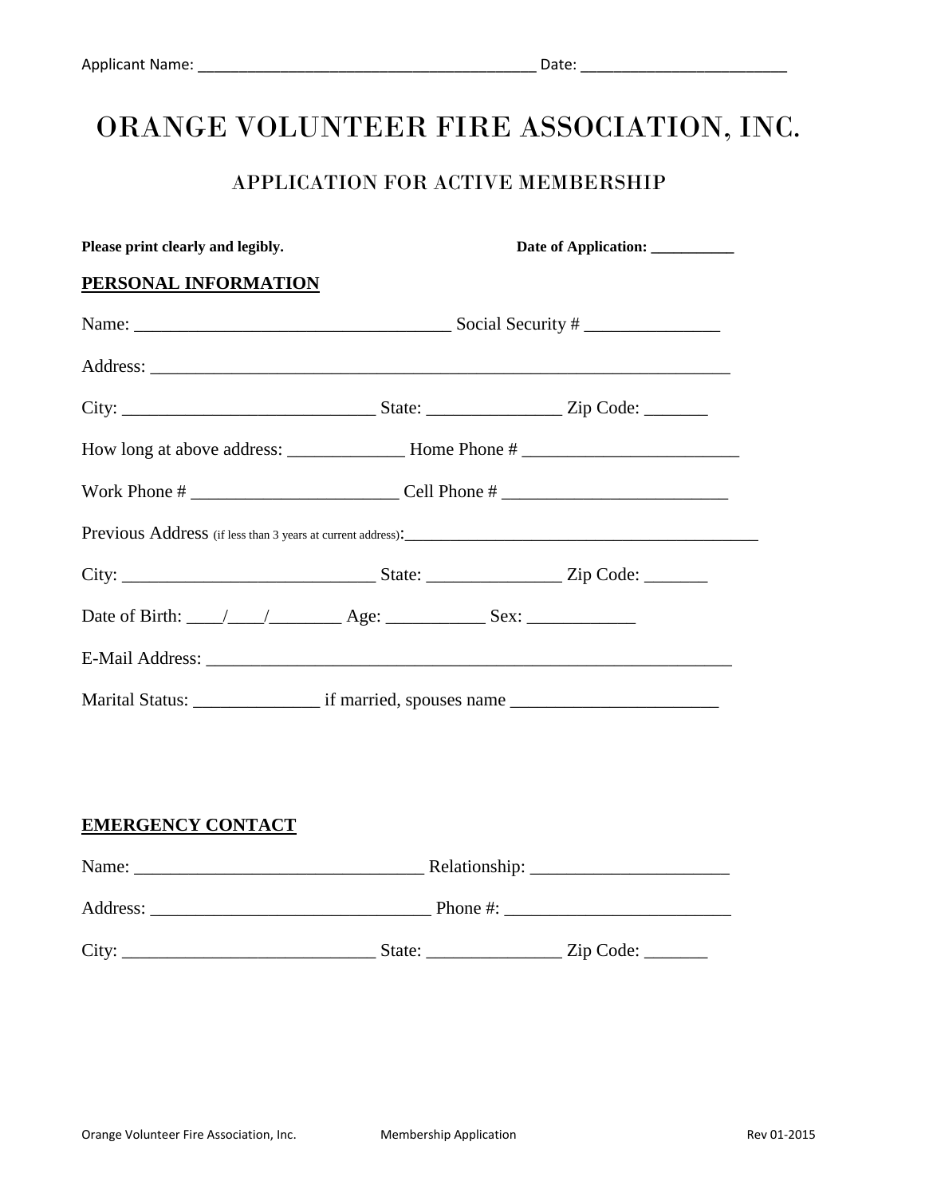Applicant Name: ________________________________________ Date: ________________________

# ORANGE VOLUNTEER FIRE ASSOCIATION, INC.

## APPLICATION FOR ACTIVE MEMBERSHIP

**Please print clearly and legibly.** **Date of Application: ___________**

**PERSONAL INFORMATION**

Name: ___________________________________ Social Security # _______________

Address: _________________________________________________________________

City: ____________________________ State: _______________ Zip Code: _______

How long at above address: _____________ Home Phone # ________________________

Work Phone # _______________________ Cell Phone # ________________________

Previous Address (if less than 3 years at current address):________________________________________

City: ____________________________ State: _______________ Zip Code: _______

Date of Birth: ____/____/________ Age: ___________ Sex: ____________

E-Mail Address: ____________________________________________________________

Marital Status: ______________ if married, spouses name _______________________

**EMERGENCY CONTACT**

Name: ________________________________ Relationship: ______________________

Address: _______________________________ Phone #: _________________________

City: ____________________________ State: _______________ Zip Code: _______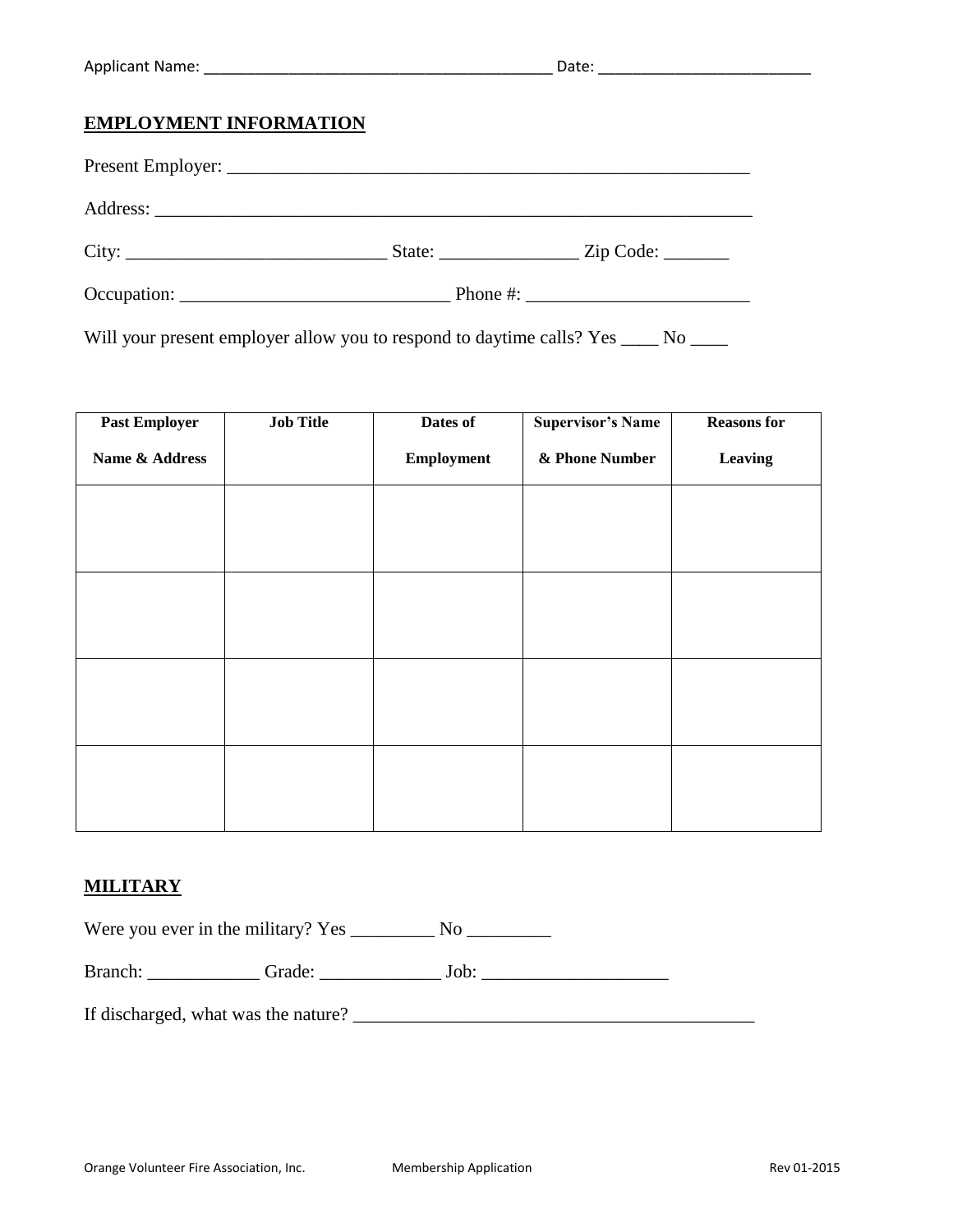Applicant Name: ________________________________________ Date: ________________________

## EMPLOYMENT INFORMATION

Present Employer: ___________________________________________________________

Address: __________________________________________________________________

City: ____________________________ State: _______________ Zip Code: _______

Occupation: _____________________________ Phone #: ________________________

Will your present employer allow you to respond to daytime calls? Yes ____ No ____

| Past Employer Name & Address | Job Title | Dates of Employment | Supervisor's Name & Phone Number | Reasons for Leaving |
|---|---|---|---|---|
| | | | | |
| | | | | |
| | | | | |
| | | | | |

## MILITARY

Were you ever in the military? Yes _________ No _________

Branch: ____________ Grade: _____________ Job: ____________________

If discharged, what was the nature? ___________________________________________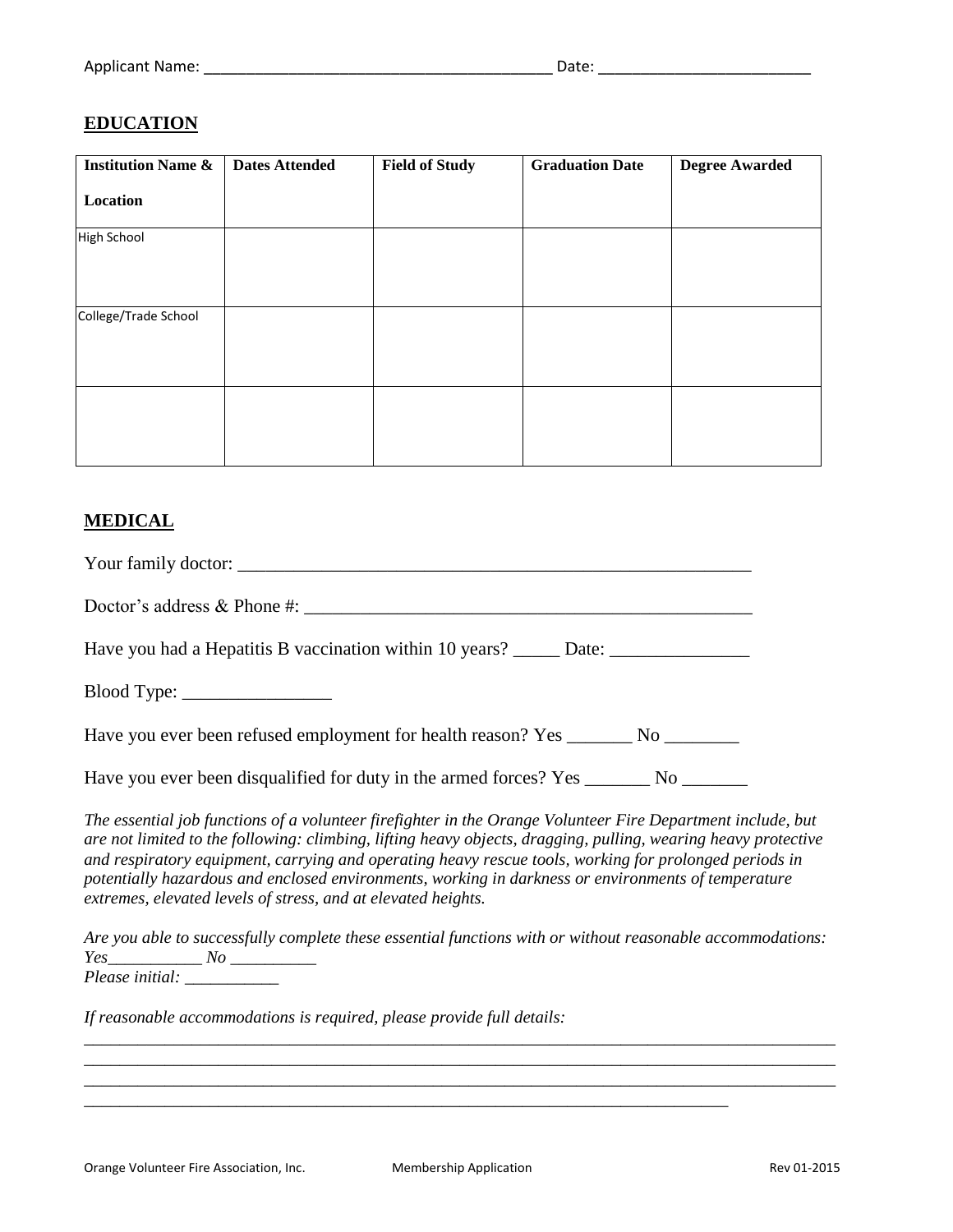Applicant Name: ________________________________________ Date: ________________________

## EDUCATION

| Institution Name & Location | Dates Attended | Field of Study | Graduation Date | Degree Awarded |
|---|---|---|---|---|
| High School | | | | |
| College/Trade School | | | | |
| | | | | |

## MEDICAL

Your family doctor: _______________________________________________________

Doctor's address & Phone #: _______________________________________________

Have you had a Hepatitis B vaccination within 10 years? _____ Date: _______________

Blood Type: ________________

Have you ever been refused employment for health reason? Yes _______ No ________

Have you ever been disqualified for duty in the armed forces? Yes _______ No _______

*The essential job functions of a volunteer firefighter in the Orange Volunteer Fire Department include, but are not limited to the following: climbing, lifting heavy objects, dragging, pulling, wearing heavy protective and respiratory equipment, carrying and operating heavy rescue tools, working for prolonged periods in potentially hazardous and enclosed environments, working in darkness or environments of temperature extremes, elevated levels of stress, and at elevated heights.*

*Are you able to successfully complete these essential functions with or without reasonable accommodations: Yes___________ No __________*
*Please initial: ___________*

*If reasonable accommodations is required, please provide full details:*
_____________________________________________________________________________________
_____________________________________________________________________________________
_____________________________________________________________________________________
_____________________________________________________________________________

Orange Volunteer Fire Association, Inc. Membership Application Rev 01-2015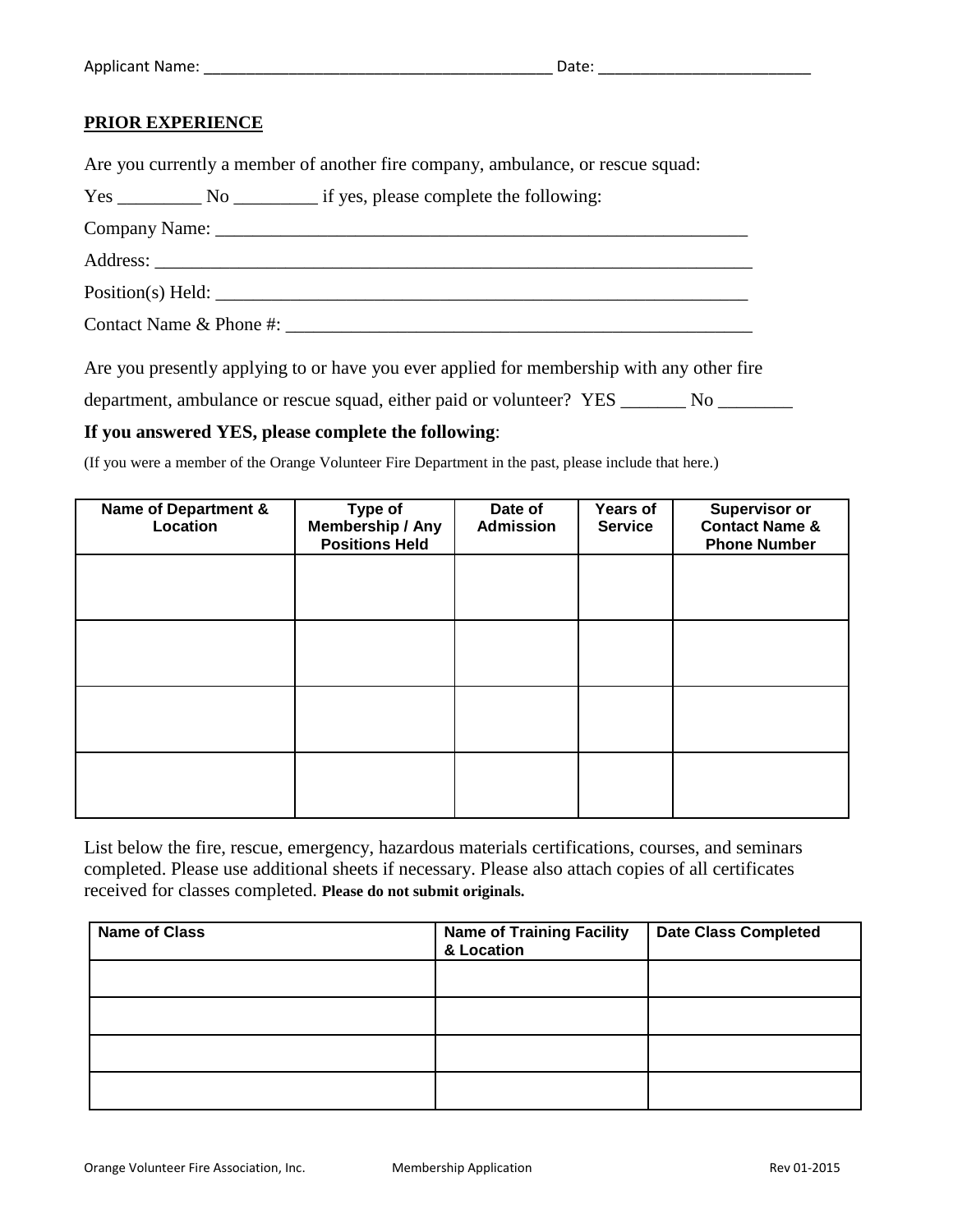Applicant Name: ________________________________________ Date: ________________________

## PRIOR EXPERIENCE

Are you currently a member of another fire company, ambulance, or rescue squad:

Yes _________ No _________ if yes, please complete the following:

Company Name: ___________________________________________________________

Address: ________________________________________________________________

Position(s) Held: _________________________________________________________

Contact Name & Phone #: __________________________________________________

Are you presently applying to or have you ever applied for membership with any other fire department, ambulance or rescue squad, either paid or volunteer? YES _______ No ________

**If you answered YES, please complete the following**:

(If you were a member of the Orange Volunteer Fire Department in the past, please include that here.)

| Name of Department & Location | Type of Membership / Any Positions Held | Date of Admission | Years of Service | Supervisor or Contact Name & Phone Number |
|---|---|---|---|---|
| | | | | |
| | | | | |
| | | | | |
| | | | | |

List below the fire, rescue, emergency, hazardous materials certifications, courses, and seminars completed. Please use additional sheets if necessary. Please also attach copies of all certificates received for classes completed. **Please do not submit originals.**

| Name of Class | Name of Training Facility & Location | Date Class Completed |
|---|---|---|
| | | |
| | | |
| | | |
| | | |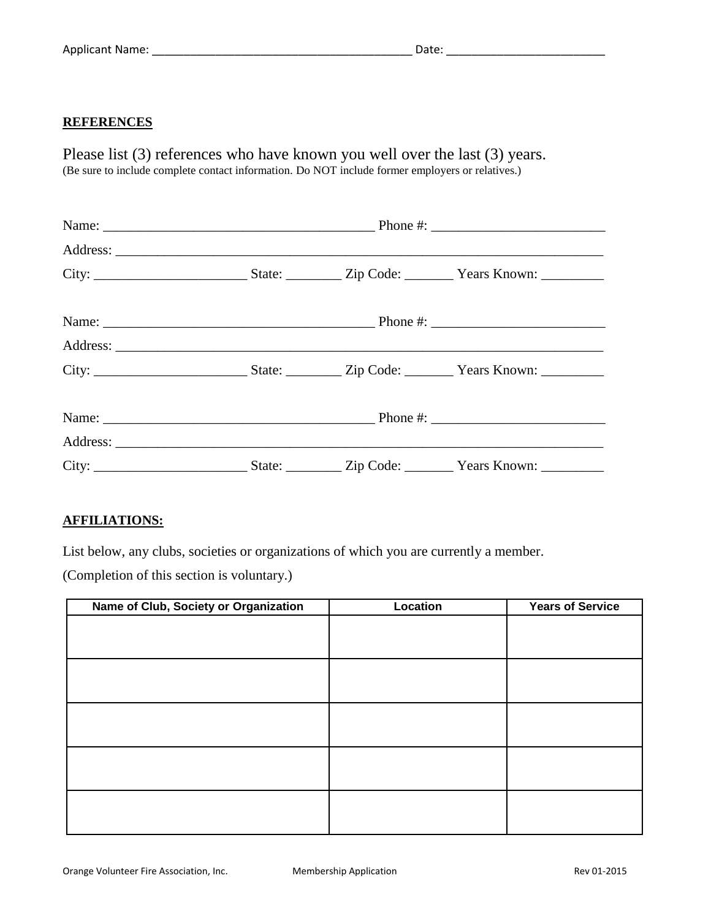Applicant Name: _________________________________________ Date: _________________________

**REFERENCES**

Please list (3) references who have known you well over the last (3) years.
(Be sure to include complete contact information. Do NOT include former employers or relatives.)

Name: _______________________________________ Phone #: ________________________

Address: ___________________________________________________________________

City: _____________________ State: ________ Zip Code: _______ Years Known: _________

Name: _______________________________________ Phone #: ________________________

Address: ___________________________________________________________________

City: _____________________ State: ________ Zip Code: _______ Years Known: _________

Name: _______________________________________ Phone #: ________________________

Address: ___________________________________________________________________

City: _____________________ State: ________ Zip Code: _______ Years Known: _________

**AFFILIATIONS:**

List below, any clubs, societies or organizations of which you are currently a member.

(Completion of this section is voluntary.)

| Name of Club, Society or Organization | Location | Years of Service |
|---|---|---|
| | | |
| | | |
| | | |
| | | |
| | | |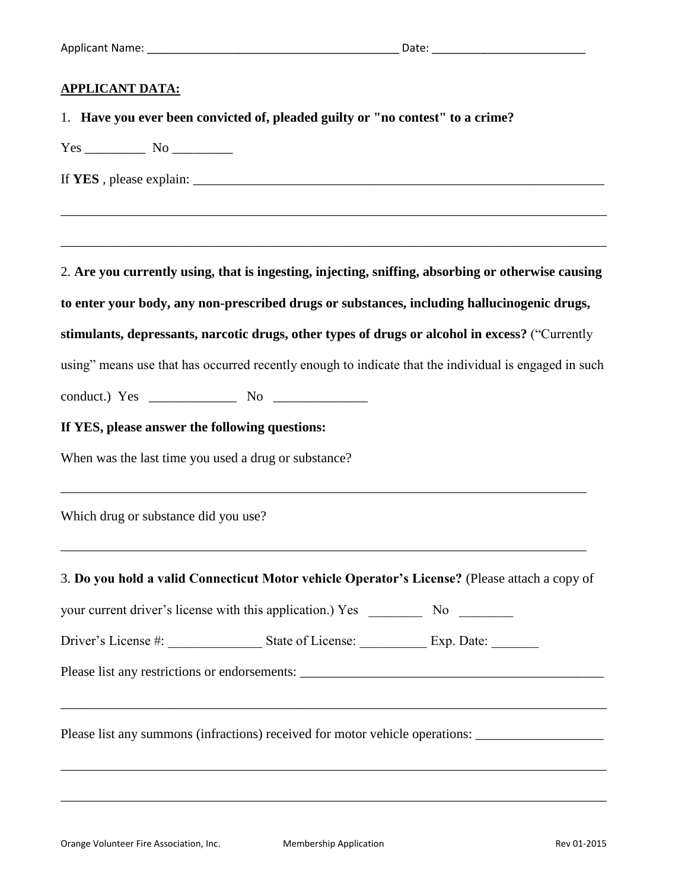Applicant Name: ________________________________________ Date: ________________________

**APPLICANT DATA:**

1. **Have you ever been convicted of, pleaded guilty or "no contest" to a crime?**

Yes _________ No _________

If **YES** , please explain: _______________________________________________________________

_______________________________________________________________________________

_______________________________________________________________________________

2. **Are you currently using, that is ingesting, injecting, sniffing, absorbing or otherwise causing to enter your body, any non-prescribed drugs or substances, including hallucinogenic drugs, stimulants, depressants, narcotic drugs, other types of drugs or alcohol in excess?** ("Currently using" means use that has occurred recently enough to indicate that the individual is engaged in such conduct.) Yes _____________ No ______________

**If YES, please answer the following questions:**

When was the last time you used a drug or substance?

_______________________________________________________________________________

Which drug or substance did you use?

_______________________________________________________________________________

3. **Do you hold a valid Connecticut Motor vehicle Operator's License?** (Please attach a copy of your current driver's license with this application.) Yes ________ No ________

Driver's License #: ______________ State of License: __________ Exp. Date: _______

Please list any restrictions or endorsements: _____________________________________________

_______________________________________________________________________________

Please list any summons (infractions) received for motor vehicle operations: ___________________

_______________________________________________________________________________

_______________________________________________________________________________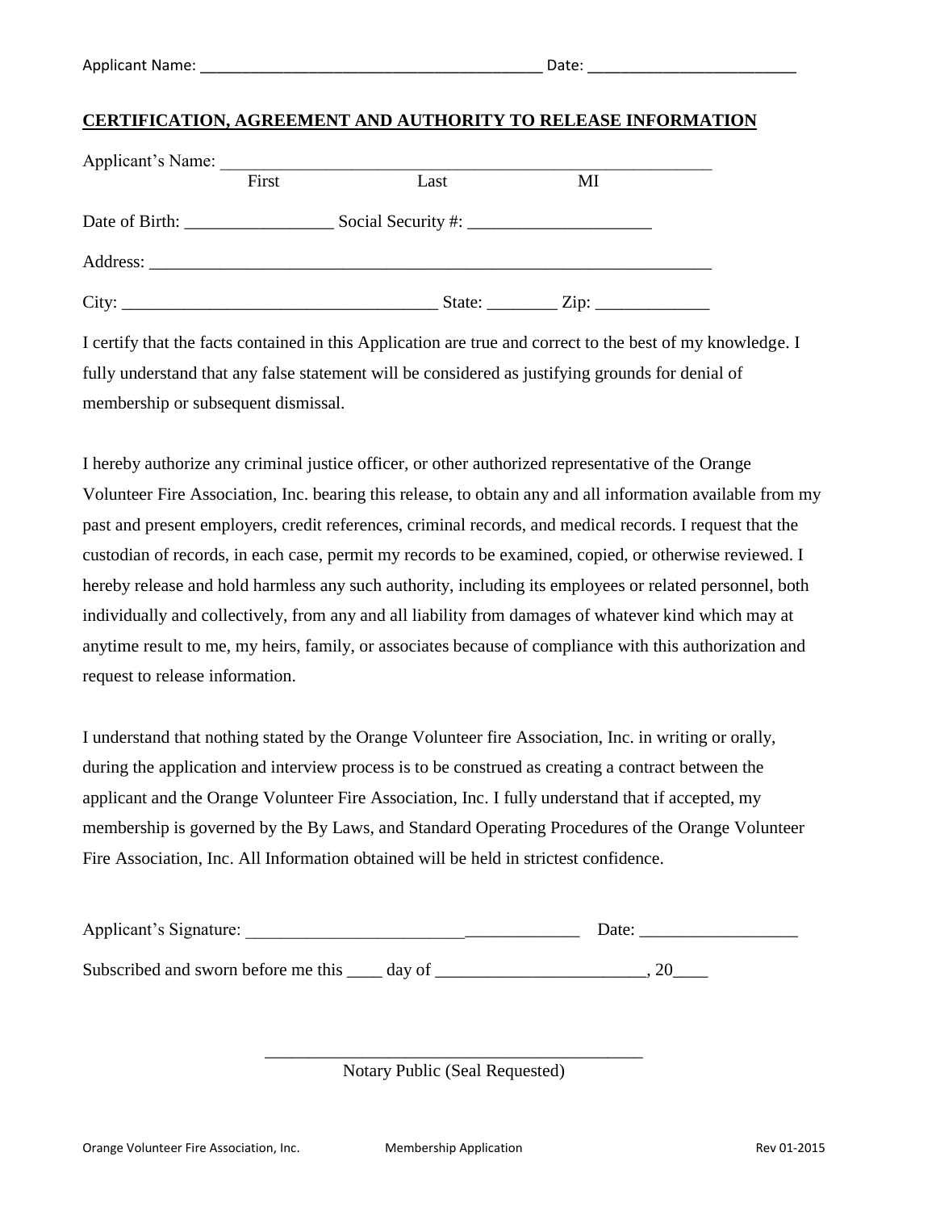Applicant Name: \_\_\_\_\_\_\_\_\_\_\_\_\_\_\_\_\_\_\_\_\_\_\_\_\_\_\_\_\_\_\_\_\_\_\_\_\_\_\_\_\_ Date: \_\_\_\_\_\_\_\_\_\_\_\_\_\_\_\_\_\_\_\_\_\_\_\_\_

## CERTIFICATION, AGREEMENT AND AUTHORITY TO RELEASE INFORMATION

Applicant's Name: \_\_\_\_\_\_\_\_\_\_\_\_\_\_\_\_\_\_\_\_\_\_\_\_\_\_\_\_\_\_\_\_\_\_\_\_\_\_\_\_\_\_\_\_\_\_\_\_\_\_\_\_\_\_\_\_\_\_

First Last MI

Date of Birth: \_\_\_\_\_\_\_\_\_\_\_\_\_\_\_\_\_ Social Security #: \_\_\_\_\_\_\_\_\_\_\_\_\_\_\_\_\_\_\_\_\_

Address: \_\_\_\_\_\_\_\_\_\_\_\_\_\_\_\_\_\_\_\_\_\_\_\_\_\_\_\_\_\_\_\_\_\_\_\_\_\_\_\_\_\_\_\_\_\_\_\_\_\_\_\_\_\_\_\_\_\_\_\_\_\_\_\_

City: \_\_\_\_\_\_\_\_\_\_\_\_\_\_\_\_\_\_\_\_\_\_\_\_\_\_\_\_\_\_\_\_\_\_\_\_\_ State: \_\_\_\_\_\_\_\_ Zip: \_\_\_\_\_\_\_\_\_\_\_\_\_

I certify that the facts contained in this Application are true and correct to the best of my knowledge. I fully understand that any false statement will be considered as justifying grounds for denial of membership or subsequent dismissal.

I hereby authorize any criminal justice officer, or other authorized representative of the Orange Volunteer Fire Association, Inc. bearing this release, to obtain any and all information available from my past and present employers, credit references, criminal records, and medical records. I request that the custodian of records, in each case, permit my records to be examined, copied, or otherwise reviewed. I hereby release and hold harmless any such authority, including its employees or related personnel, both individually and collectively, from any and all liability from damages of whatever kind which may at anytime result to me, my heirs, family, or associates because of compliance with this authorization and request to release information.

I understand that nothing stated by the Orange Volunteer fire Association, Inc. in writing or orally, during the application and interview process is to be construed as creating a contract between the applicant and the Orange Volunteer Fire Association, Inc. I fully understand that if accepted, my membership is governed by the By Laws, and Standard Operating Procedures of the Orange Volunteer Fire Association, Inc. All Information obtained will be held in strictest confidence.

Applicant's Signature: \_\_\_\_\_\_\_\_\_\_\_\_\_\_\_\_\_\_\_\_\_\_\_\_\_\_\_\_\_\_\_\_\_\_\_\_\_\_ Date: \_\_\_\_\_\_\_\_\_\_\_\_\_\_\_\_\_\_

Subscribed and sworn before me this \_\_\_\_ day of \_\_\_\_\_\_\_\_\_\_\_\_\_\_\_\_\_\_\_\_\_\_\_\_, 20\_\_\_\_

\_\_\_\_\_\_\_\_\_\_\_\_\_\_\_\_\_\_\_\_\_\_\_\_\_\_\_\_\_\_\_\_\_\_\_\_\_\_\_\_\_\_\_\_\_

Notary Public (Seal Requested)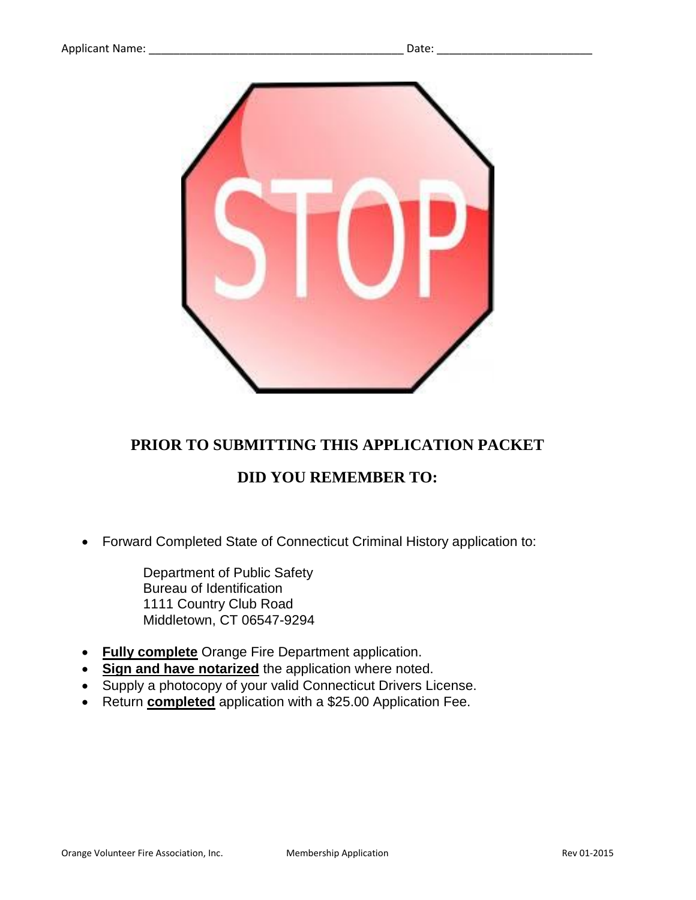Applicant Name: ________________________________________ Date: ________________________

STOP

## PRIOR TO SUBMITTING THIS APPLICATION PACKET

## DID YOU REMEMBER TO:

- Forward Completed State of Connecticut Criminal History application to:

  Department of Public Safety
  Bureau of Identification
  1111 Country Club Road
  Middletown, CT 06547-9294

- **Fully complete** Orange Fire Department application.
- **Sign and have notarized** the application where noted.
- Supply a photocopy of your valid Connecticut Drivers License.
- Return **completed** application with a $25.00 Application Fee.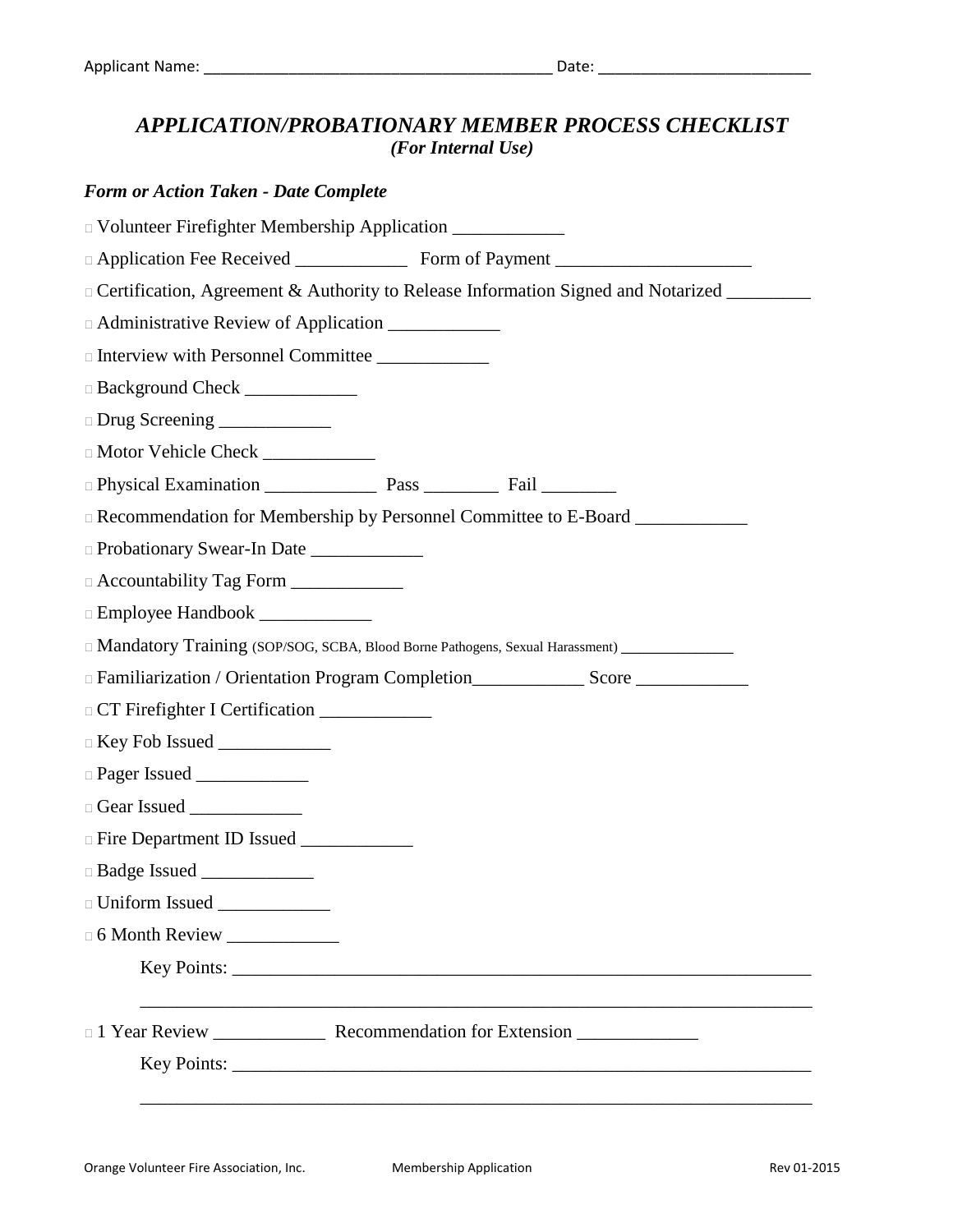Applicant Name: ________________________________________ Date: ________________________

## *APPLICATION/PROBATIONARY MEMBER PROCESS CHECKLIST*
***(For Internal Use)***

***Form or Action Taken - Date Complete***

- ☐ Volunteer Firefighter Membership Application ____________
- ☐ Application Fee Received ____________ Form of Payment ____________________
- ☐ Certification, Agreement & Authority to Release Information Signed and Notarized _________
- ☐ Administrative Review of Application ____________
- ☐ Interview with Personnel Committee ____________
- ☐ Background Check ____________
- ☐ Drug Screening ____________
- ☐ Motor Vehicle Check ____________
- ☐ Physical Examination ____________ Pass ________ Fail ________
- ☐ Recommendation for Membership by Personnel Committee to E-Board ____________
- ☐ Probationary Swear-In Date ____________
- ☐ Accountability Tag Form ____________
- ☐ Employee Handbook ____________
- ☐ Mandatory Training (SOP/SOG, SCBA, Blood Borne Pathogens, Sexual Harassment) ______________
- ☐ Familiarization / Orientation Program Completion____________ Score ____________
- ☐ CT Firefighter I Certification ____________
- ☐ Key Fob Issued ____________
- ☐ Pager Issued ____________
- ☐ Gear Issued ____________
- ☐ Fire Department ID Issued ____________
- ☐ Badge Issued ____________
- ☐ Uniform Issued ____________
- ☐ 6 Month Review ____________

  Key Points: ________________________________________________________________

  ________________________________________________________________________

- ☐ 1 Year Review ____________ Recommendation for Extension _____________

  Key Points: ________________________________________________________________

  ________________________________________________________________________